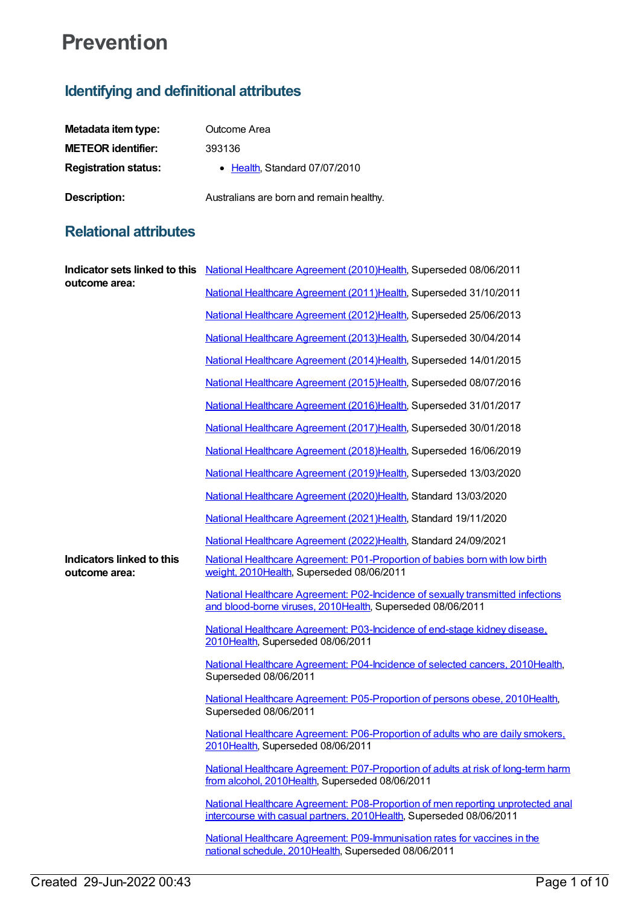# Prevention

## Identifying and definitional attributes

| | |
|---|---|
| **Metadata item type:** | Outcome Area |
| **METEOR identifier:** | 393136 |
| **Registration status:** | • Health, Standard 07/07/2010 |
| **Description:** | Australians are born and remain healthy. |

## Relational attributes

**Indicator sets linked to this outcome area:**

National Healthcare Agreement (2010)Health, Superseded 08/06/2011

National Healthcare Agreement (2011)Health, Superseded 31/10/2011

National Healthcare Agreement (2012)Health, Superseded 25/06/2013

National Healthcare Agreement (2013)Health, Superseded 30/04/2014

National Healthcare Agreement (2014)Health, Superseded 14/01/2015

National Healthcare Agreement (2015)Health, Superseded 08/07/2016

National Healthcare Agreement (2016)Health, Superseded 31/01/2017

National Healthcare Agreement (2017)Health, Superseded 30/01/2018

National Healthcare Agreement (2018)Health, Superseded 16/06/2019

National Healthcare Agreement (2019)Health, Superseded 13/03/2020

National Healthcare Agreement (2020)Health, Standard 13/03/2020

National Healthcare Agreement (2021)Health, Standard 19/11/2020

National Healthcare Agreement (2022)Health, Standard 24/09/2021

**Indicators linked to this outcome area:**

National Healthcare Agreement: P01-Proportion of babies born with low birth weight, 2010Health, Superseded 08/06/2011

National Healthcare Agreement: P02-Incidence of sexually transmitted infections and blood-borne viruses, 2010Health, Superseded 08/06/2011

National Healthcare Agreement: P03-Incidence of end-stage kidney disease, 2010Health, Superseded 08/06/2011

National Healthcare Agreement: P04-Incidence of selected cancers, 2010Health, Superseded 08/06/2011

National Healthcare Agreement: P05-Proportion of persons obese, 2010Health, Superseded 08/06/2011

National Healthcare Agreement: P06-Proportion of adults who are daily smokers, 2010Health, Superseded 08/06/2011

National Healthcare Agreement: P07-Proportion of adults at risk of long-term harm from alcohol, 2010Health, Superseded 08/06/2011

National Healthcare Agreement: P08-Proportion of men reporting unprotected anal intercourse with casual partners, 2010Health, Superseded 08/06/2011

National Healthcare Agreement: P09-Immunisation rates for vaccines in the national schedule, 2010Health, Superseded 08/06/2011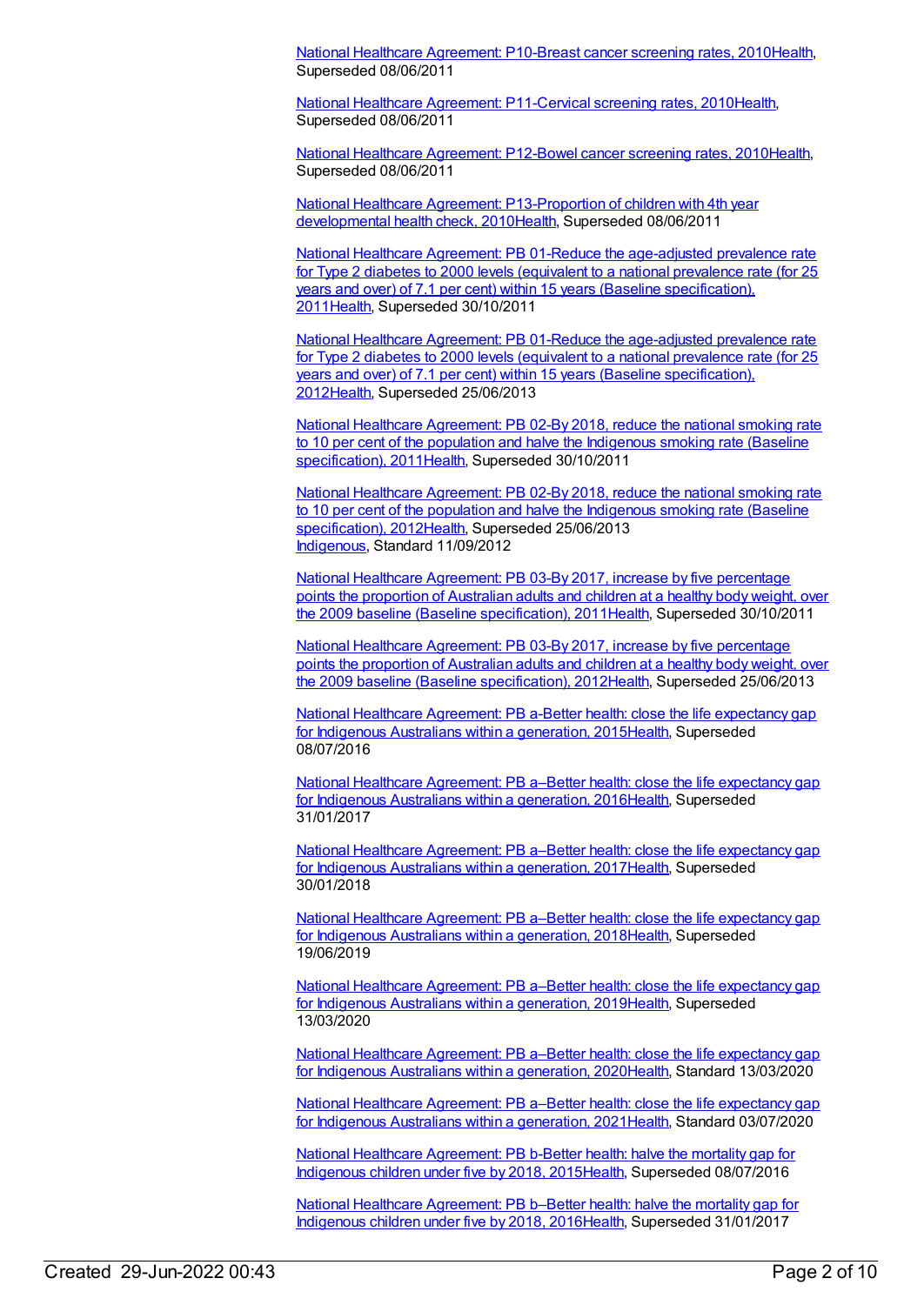National Healthcare Agreement: P10-Breast cancer screening rates, 2010Health, Superseded 08/06/2011

National Healthcare Agreement: P11-Cervical screening rates, 2010Health, Superseded 08/06/2011

National Healthcare Agreement: P12-Bowel cancer screening rates, 2010Health, Superseded 08/06/2011

National Healthcare Agreement: P13-Proportion of children with 4th year developmental health check, 2010Health, Superseded 08/06/2011

National Healthcare Agreement: PB 01-Reduce the age-adjusted prevalence rate for Type 2 diabetes to 2000 levels (equivalent to a national prevalence rate (for 25 years and over) of 7.1 per cent) within 15 years (Baseline specification), 2011Health, Superseded 30/10/2011

National Healthcare Agreement: PB 01-Reduce the age-adjusted prevalence rate for Type 2 diabetes to 2000 levels (equivalent to a national prevalence rate (for 25 years and over) of 7.1 per cent) within 15 years (Baseline specification), 2012Health, Superseded 25/06/2013

National Healthcare Agreement: PB 02-By 2018, reduce the national smoking rate to 10 per cent of the population and halve the Indigenous smoking rate (Baseline specification), 2011Health, Superseded 30/10/2011

National Healthcare Agreement: PB 02-By 2018, reduce the national smoking rate to 10 per cent of the population and halve the Indigenous smoking rate (Baseline specification), 2012Health, Superseded 25/06/2013
Indigenous, Standard 11/09/2012

National Healthcare Agreement: PB 03-By 2017, increase by five percentage points the proportion of Australian adults and children at a healthy body weight, over the 2009 baseline (Baseline specification), 2011Health, Superseded 30/10/2011

National Healthcare Agreement: PB 03-By 2017, increase by five percentage points the proportion of Australian adults and children at a healthy body weight, over the 2009 baseline (Baseline specification), 2012Health, Superseded 25/06/2013

National Healthcare Agreement: PB a-Better health: close the life expectancy gap for Indigenous Australians within a generation, 2015Health, Superseded 08/07/2016

National Healthcare Agreement: PB a–Better health: close the life expectancy gap for Indigenous Australians within a generation, 2016Health, Superseded 31/01/2017

National Healthcare Agreement: PB a–Better health: close the life expectancy gap for Indigenous Australians within a generation, 2017Health, Superseded 30/01/2018

National Healthcare Agreement: PB a–Better health: close the life expectancy gap for Indigenous Australians within a generation, 2018Health, Superseded 19/06/2019

National Healthcare Agreement: PB a–Better health: close the life expectancy gap for Indigenous Australians within a generation, 2019Health, Superseded 13/03/2020

National Healthcare Agreement: PB a–Better health: close the life expectancy gap for Indigenous Australians within a generation, 2020Health, Standard 13/03/2020

National Healthcare Agreement: PB a–Better health: close the life expectancy gap for Indigenous Australians within a generation, 2021Health, Standard 03/07/2020

National Healthcare Agreement: PB b-Better health: halve the mortality gap for Indigenous children under five by 2018, 2015Health, Superseded 08/07/2016

National Healthcare Agreement: PB b–Better health: halve the mortality gap for Indigenous children under five by 2018, 2016Health, Superseded 31/01/2017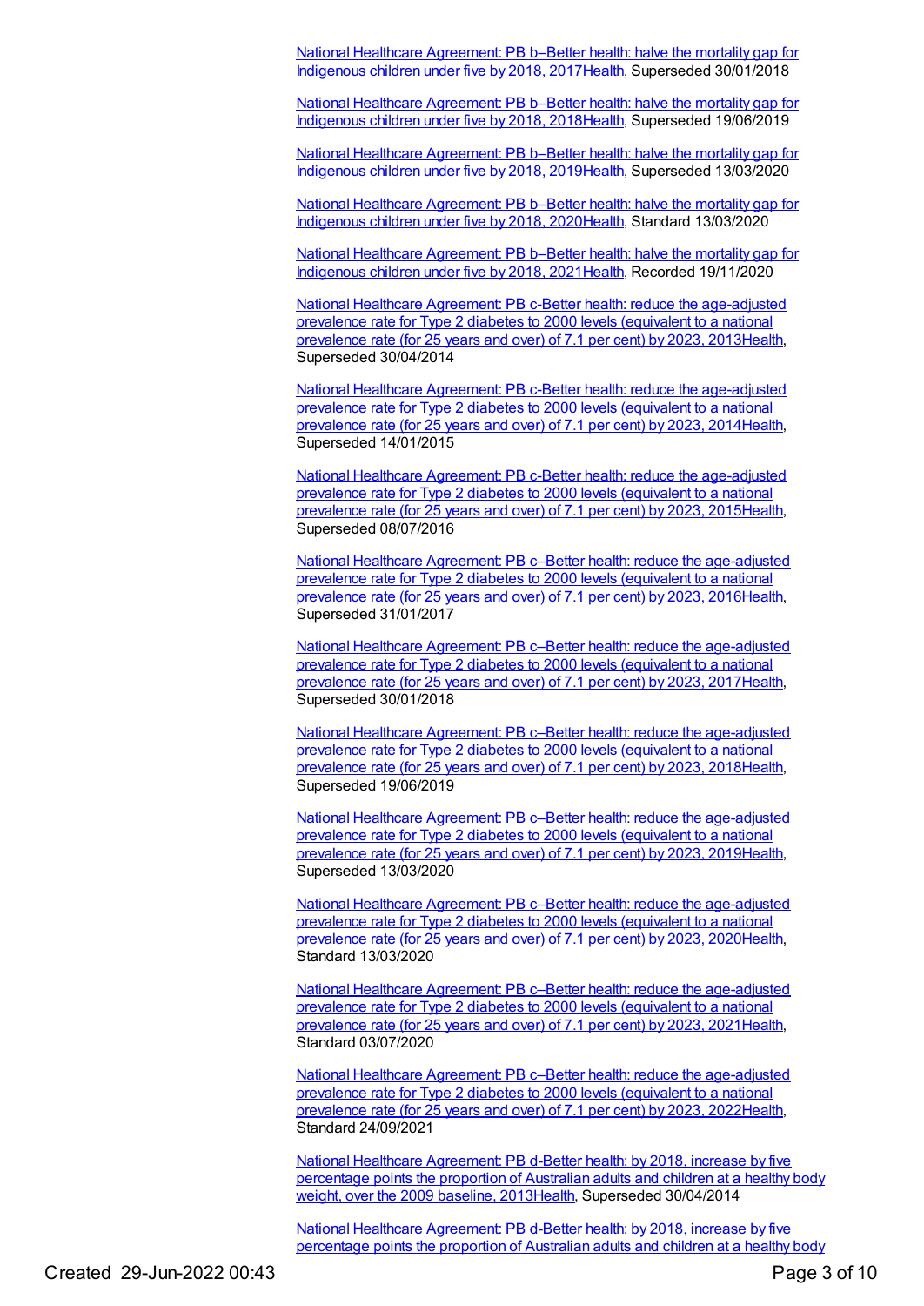[National Healthcare Agreement: PB b–Better health: halve the mortality gap for Indigenous children under five by 2018, 2017Health], Superseded 30/01/2018

[National Healthcare Agreement: PB b–Better health: halve the mortality gap for Indigenous children under five by 2018, 2018Health], Superseded 19/06/2019

[National Healthcare Agreement: PB b–Better health: halve the mortality gap for Indigenous children under five by 2018, 2019Health], Superseded 13/03/2020

[National Healthcare Agreement: PB b–Better health: halve the mortality gap for Indigenous children under five by 2018, 2020Health], Standard 13/03/2020

[National Healthcare Agreement: PB b–Better health: halve the mortality gap for Indigenous children under five by 2018, 2021Health], Recorded 19/11/2020

[National Healthcare Agreement: PB c-Better health: reduce the age-adjusted prevalence rate for Type 2 diabetes to 2000 levels (equivalent to a national prevalence rate (for 25 years and over) of 7.1 per cent) by 2023, 2013Health], Superseded 30/04/2014

[National Healthcare Agreement: PB c-Better health: reduce the age-adjusted prevalence rate for Type 2 diabetes to 2000 levels (equivalent to a national prevalence rate (for 25 years and over) of 7.1 per cent) by 2023, 2014Health], Superseded 14/01/2015

[National Healthcare Agreement: PB c-Better health: reduce the age-adjusted prevalence rate for Type 2 diabetes to 2000 levels (equivalent to a national prevalence rate (for 25 years and over) of 7.1 per cent) by 2023, 2015Health], Superseded 08/07/2016

[National Healthcare Agreement: PB c–Better health: reduce the age-adjusted prevalence rate for Type 2 diabetes to 2000 levels (equivalent to a national prevalence rate (for 25 years and over) of 7.1 per cent) by 2023, 2016Health], Superseded 31/01/2017

[National Healthcare Agreement: PB c–Better health: reduce the age-adjusted prevalence rate for Type 2 diabetes to 2000 levels (equivalent to a national prevalence rate (for 25 years and over) of 7.1 per cent) by 2023, 2017Health], Superseded 30/01/2018

[National Healthcare Agreement: PB c–Better health: reduce the age-adjusted prevalence rate for Type 2 diabetes to 2000 levels (equivalent to a national prevalence rate (for 25 years and over) of 7.1 per cent) by 2023, 2018Health], Superseded 19/06/2019

[National Healthcare Agreement: PB c–Better health: reduce the age-adjusted prevalence rate for Type 2 diabetes to 2000 levels (equivalent to a national prevalence rate (for 25 years and over) of 7.1 per cent) by 2023, 2019Health], Superseded 13/03/2020

[National Healthcare Agreement: PB c–Better health: reduce the age-adjusted prevalence rate for Type 2 diabetes to 2000 levels (equivalent to a national prevalence rate (for 25 years and over) of 7.1 per cent) by 2023, 2020Health], Standard 13/03/2020

[National Healthcare Agreement: PB c–Better health: reduce the age-adjusted prevalence rate for Type 2 diabetes to 2000 levels (equivalent to a national prevalence rate (for 25 years and over) of 7.1 per cent) by 2023, 2021Health], Standard 03/07/2020

[National Healthcare Agreement: PB c–Better health: reduce the age-adjusted prevalence rate for Type 2 diabetes to 2000 levels (equivalent to a national prevalence rate (for 25 years and over) of 7.1 per cent) by 2023, 2022Health], Standard 24/09/2021

[National Healthcare Agreement: PB d-Better health: by 2018, increase by five percentage points the proportion of Australian adults and children at a healthy body weight, over the 2009 baseline, 2013Health], Superseded 30/04/2014

[National Healthcare Agreement: PB d-Better health: by 2018, increase by five percentage points the proportion of Australian adults and children at a healthy body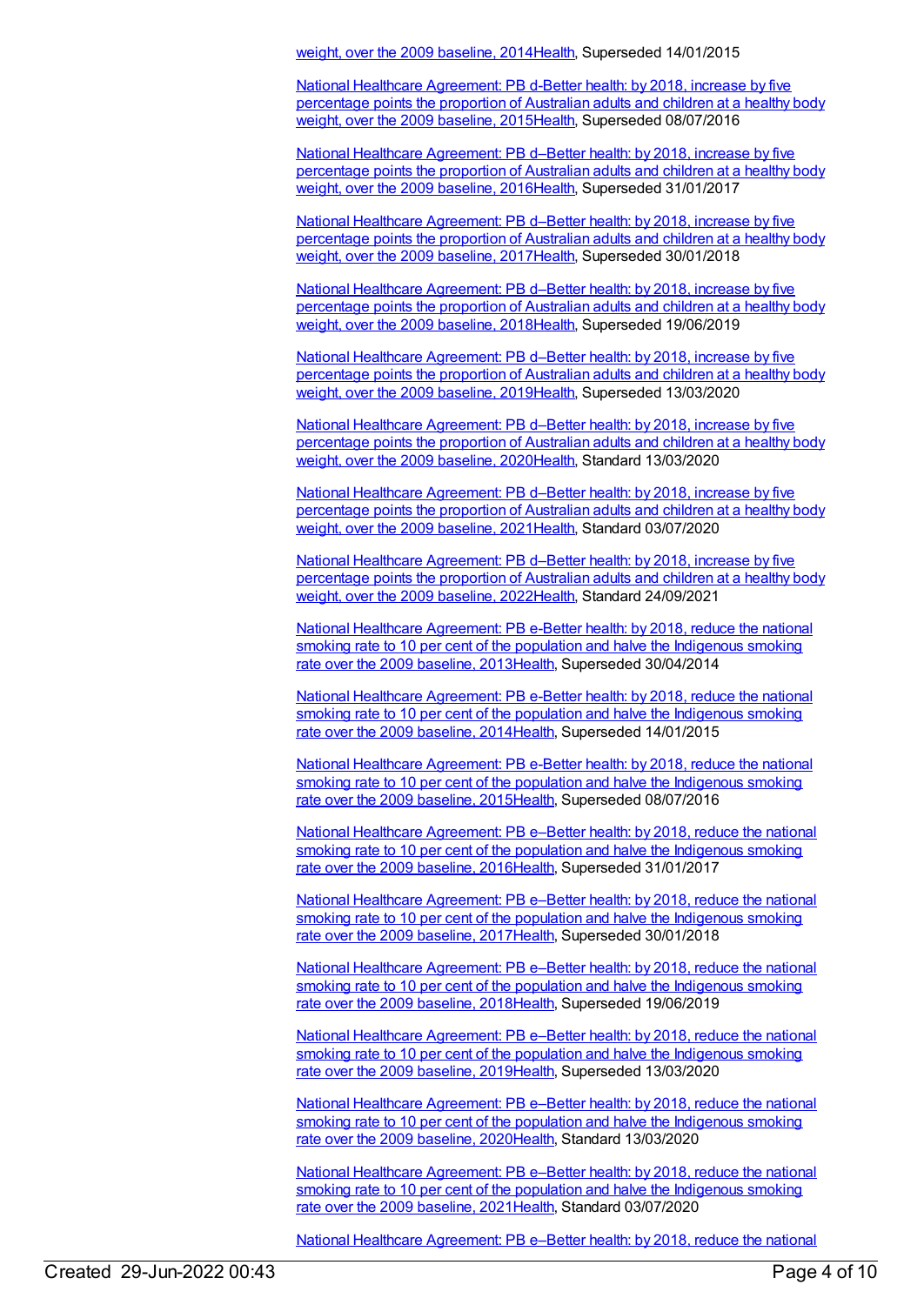weight, over the 2009 baseline, 2014Health, Superseded 14/01/2015

National Healthcare Agreement: PB d-Better health: by 2018, increase by five percentage points the proportion of Australian adults and children at a healthy body weight, over the 2009 baseline, 2015Health, Superseded 08/07/2016

National Healthcare Agreement: PB d–Better health: by 2018, increase by five percentage points the proportion of Australian adults and children at a healthy body weight, over the 2009 baseline, 2016Health, Superseded 31/01/2017

National Healthcare Agreement: PB d–Better health: by 2018, increase by five percentage points the proportion of Australian adults and children at a healthy body weight, over the 2009 baseline, 2017Health, Superseded 30/01/2018

National Healthcare Agreement: PB d–Better health: by 2018, increase by five percentage points the proportion of Australian adults and children at a healthy body weight, over the 2009 baseline, 2018Health, Superseded 19/06/2019

National Healthcare Agreement: PB d–Better health: by 2018, increase by five percentage points the proportion of Australian adults and children at a healthy body weight, over the 2009 baseline, 2019Health, Superseded 13/03/2020

National Healthcare Agreement: PB d–Better health: by 2018, increase by five percentage points the proportion of Australian adults and children at a healthy body weight, over the 2009 baseline, 2020Health, Standard 13/03/2020

National Healthcare Agreement: PB d–Better health: by 2018, increase by five percentage points the proportion of Australian adults and children at a healthy body weight, over the 2009 baseline, 2021Health, Standard 03/07/2020

National Healthcare Agreement: PB d–Better health: by 2018, increase by five percentage points the proportion of Australian adults and children at a healthy body weight, over the 2009 baseline, 2022Health, Standard 24/09/2021

National Healthcare Agreement: PB e-Better health: by 2018, reduce the national smoking rate to 10 per cent of the population and halve the Indigenous smoking rate over the 2009 baseline, 2013Health, Superseded 30/04/2014

National Healthcare Agreement: PB e-Better health: by 2018, reduce the national smoking rate to 10 per cent of the population and halve the Indigenous smoking rate over the 2009 baseline, 2014Health, Superseded 14/01/2015

National Healthcare Agreement: PB e-Better health: by 2018, reduce the national smoking rate to 10 per cent of the population and halve the Indigenous smoking rate over the 2009 baseline, 2015Health, Superseded 08/07/2016

National Healthcare Agreement: PB e–Better health: by 2018, reduce the national smoking rate to 10 per cent of the population and halve the Indigenous smoking rate over the 2009 baseline, 2016Health, Superseded 31/01/2017

National Healthcare Agreement: PB e–Better health: by 2018, reduce the national smoking rate to 10 per cent of the population and halve the Indigenous smoking rate over the 2009 baseline, 2017Health, Superseded 30/01/2018

National Healthcare Agreement: PB e–Better health: by 2018, reduce the national smoking rate to 10 per cent of the population and halve the Indigenous smoking rate over the 2009 baseline, 2018Health, Superseded 19/06/2019

National Healthcare Agreement: PB e–Better health: by 2018, reduce the national smoking rate to 10 per cent of the population and halve the Indigenous smoking rate over the 2009 baseline, 2019Health, Superseded 13/03/2020

National Healthcare Agreement: PB e–Better health: by 2018, reduce the national smoking rate to 10 per cent of the population and halve the Indigenous smoking rate over the 2009 baseline, 2020Health, Standard 13/03/2020

National Healthcare Agreement: PB e–Better health: by 2018, reduce the national smoking rate to 10 per cent of the population and halve the Indigenous smoking rate over the 2009 baseline, 2021Health, Standard 03/07/2020

National Healthcare Agreement: PB e–Better health: by 2018, reduce the national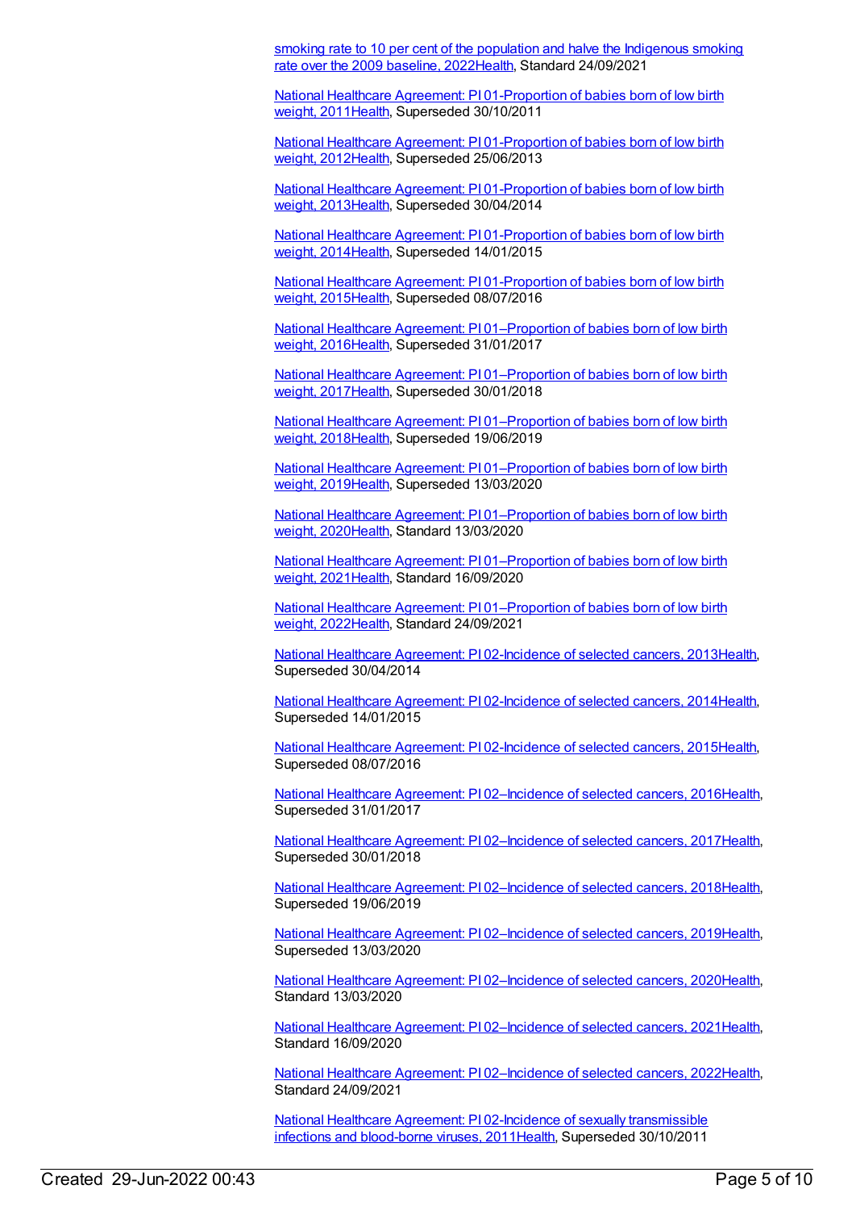smoking rate to 10 per cent of the population and halve the Indigenous smoking rate over the 2009 baseline, 2022Health, Standard 24/09/2021

National Healthcare Agreement: PI 01-Proportion of babies born of low birth weight, 2011Health, Superseded 30/10/2011

National Healthcare Agreement: PI 01-Proportion of babies born of low birth weight, 2012Health, Superseded 25/06/2013

National Healthcare Agreement: PI 01-Proportion of babies born of low birth weight, 2013Health, Superseded 30/04/2014

National Healthcare Agreement: PI 01-Proportion of babies born of low birth weight, 2014Health, Superseded 14/01/2015

National Healthcare Agreement: PI 01-Proportion of babies born of low birth weight, 2015Health, Superseded 08/07/2016

National Healthcare Agreement: PI 01–Proportion of babies born of low birth weight, 2016Health, Superseded 31/01/2017

National Healthcare Agreement: PI 01–Proportion of babies born of low birth weight, 2017Health, Superseded 30/01/2018

National Healthcare Agreement: PI 01–Proportion of babies born of low birth weight, 2018Health, Superseded 19/06/2019

National Healthcare Agreement: PI 01–Proportion of babies born of low birth weight, 2019Health, Superseded 13/03/2020

National Healthcare Agreement: PI 01–Proportion of babies born of low birth weight, 2020Health, Standard 13/03/2020

National Healthcare Agreement: PI 01–Proportion of babies born of low birth weight, 2021Health, Standard 16/09/2020

National Healthcare Agreement: PI 01–Proportion of babies born of low birth weight, 2022Health, Standard 24/09/2021

National Healthcare Agreement: PI 02-Incidence of selected cancers, 2013Health, Superseded 30/04/2014

National Healthcare Agreement: PI 02-Incidence of selected cancers, 2014Health, Superseded 14/01/2015

National Healthcare Agreement: PI 02-Incidence of selected cancers, 2015Health, Superseded 08/07/2016

National Healthcare Agreement: PI 02–Incidence of selected cancers, 2016Health, Superseded 31/01/2017

National Healthcare Agreement: PI 02–Incidence of selected cancers, 2017Health, Superseded 30/01/2018

National Healthcare Agreement: PI 02–Incidence of selected cancers, 2018Health, Superseded 19/06/2019

National Healthcare Agreement: PI 02–Incidence of selected cancers, 2019Health, Superseded 13/03/2020

National Healthcare Agreement: PI 02–Incidence of selected cancers, 2020Health, Standard 13/03/2020

National Healthcare Agreement: PI 02–Incidence of selected cancers, 2021Health, Standard 16/09/2020

National Healthcare Agreement: PI 02–Incidence of selected cancers, 2022Health, Standard 24/09/2021

National Healthcare Agreement: PI 02-Incidence of sexually transmissible infections and blood-borne viruses, 2011Health, Superseded 30/10/2011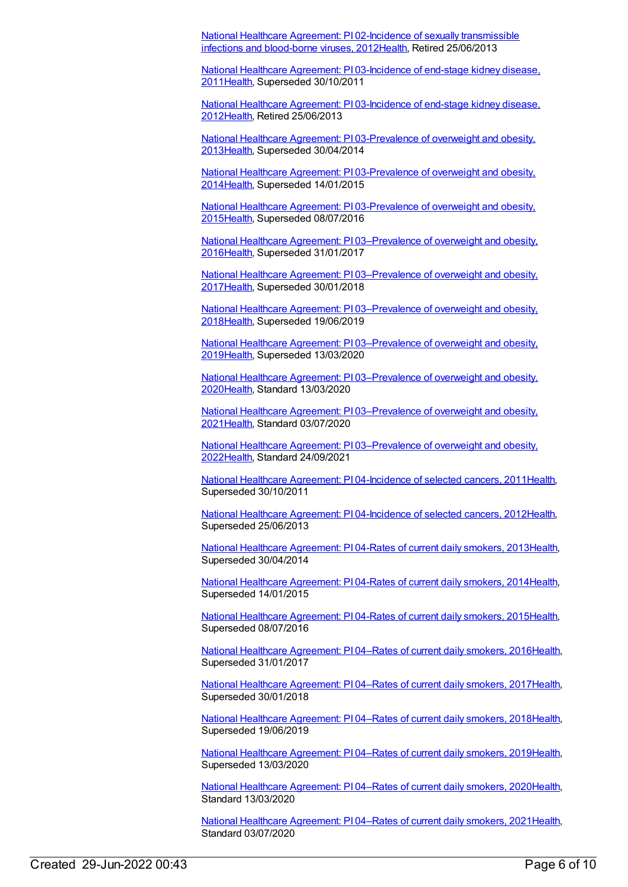National Healthcare Agreement: PI 02-Incidence of sexually transmissible infections and blood-borne viruses, 2012Health, Retired 25/06/2013

National Healthcare Agreement: PI 03-Incidence of end-stage kidney disease, 2011Health, Superseded 30/10/2011

National Healthcare Agreement: PI 03-Incidence of end-stage kidney disease, 2012Health, Retired 25/06/2013

National Healthcare Agreement: PI 03-Prevalence of overweight and obesity, 2013Health, Superseded 30/04/2014

National Healthcare Agreement: PI 03-Prevalence of overweight and obesity, 2014Health, Superseded 14/01/2015

National Healthcare Agreement: PI 03-Prevalence of overweight and obesity, 2015Health, Superseded 08/07/2016

National Healthcare Agreement: PI 03–Prevalence of overweight and obesity, 2016Health, Superseded 31/01/2017

National Healthcare Agreement: PI 03–Prevalence of overweight and obesity, 2017Health, Superseded 30/01/2018

National Healthcare Agreement: PI 03–Prevalence of overweight and obesity, 2018Health, Superseded 19/06/2019

National Healthcare Agreement: PI 03–Prevalence of overweight and obesity, 2019Health, Superseded 13/03/2020

National Healthcare Agreement: PI 03–Prevalence of overweight and obesity, 2020Health, Standard 13/03/2020

National Healthcare Agreement: PI 03–Prevalence of overweight and obesity, 2021Health, Standard 03/07/2020

National Healthcare Agreement: PI 03–Prevalence of overweight and obesity, 2022Health, Standard 24/09/2021

National Healthcare Agreement: PI 04-Incidence of selected cancers, 2011Health, Superseded 30/10/2011

National Healthcare Agreement: PI 04-Incidence of selected cancers, 2012Health, Superseded 25/06/2013

National Healthcare Agreement: PI 04-Rates of current daily smokers, 2013Health, Superseded 30/04/2014

National Healthcare Agreement: PI 04-Rates of current daily smokers, 2014Health, Superseded 14/01/2015

National Healthcare Agreement: PI 04-Rates of current daily smokers, 2015Health, Superseded 08/07/2016

National Healthcare Agreement: PI 04–Rates of current daily smokers, 2016Health, Superseded 31/01/2017

National Healthcare Agreement: PI 04–Rates of current daily smokers, 2017Health, Superseded 30/01/2018

National Healthcare Agreement: PI 04–Rates of current daily smokers, 2018Health, Superseded 19/06/2019

National Healthcare Agreement: PI 04–Rates of current daily smokers, 2019Health, Superseded 13/03/2020

National Healthcare Agreement: PI 04–Rates of current daily smokers, 2020Health, Standard 13/03/2020

National Healthcare Agreement: PI 04–Rates of current daily smokers, 2021Health, Standard 03/07/2020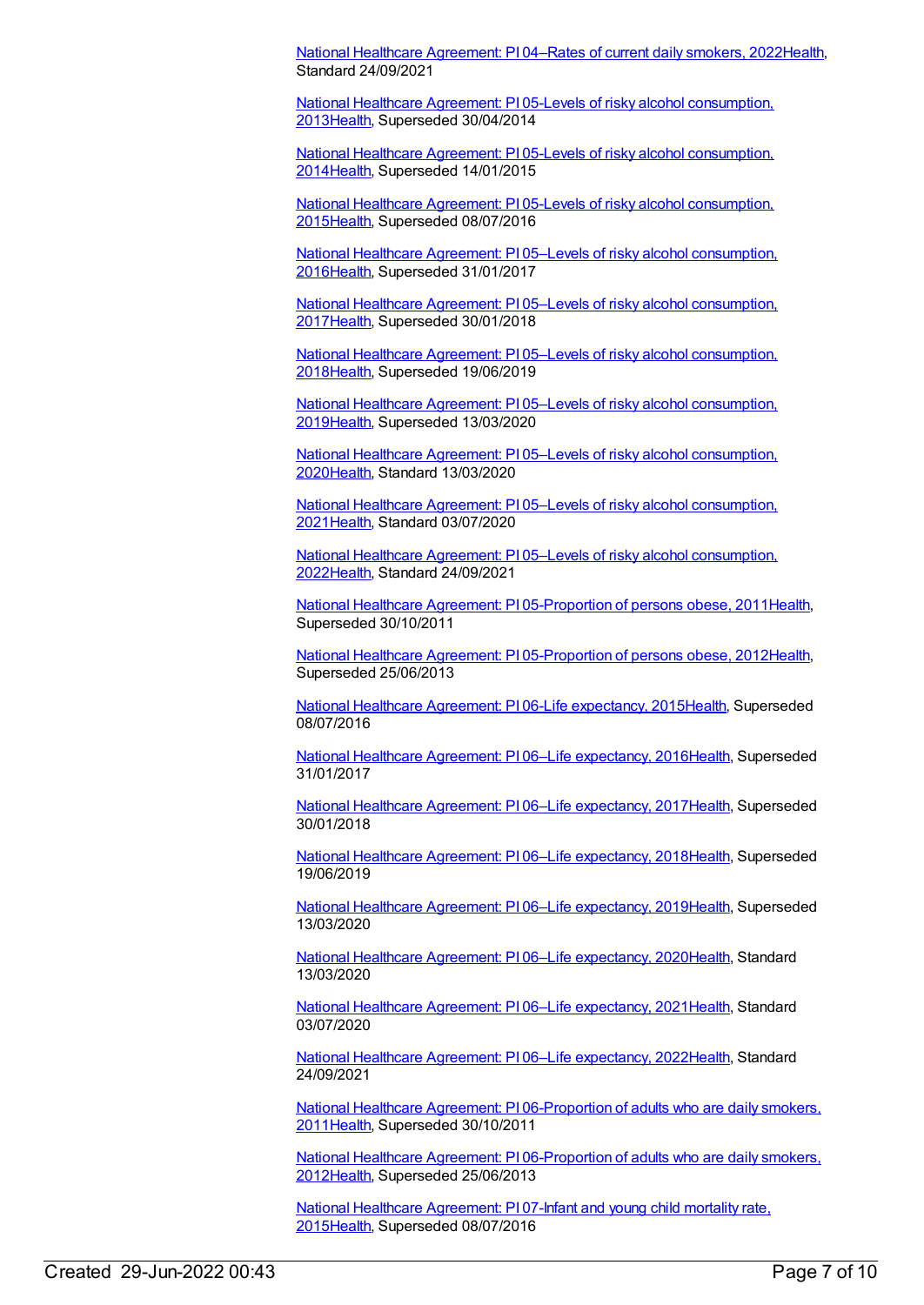National Healthcare Agreement: PI 04–Rates of current daily smokers, 2022Health, Standard 24/09/2021

National Healthcare Agreement: PI 05-Levels of risky alcohol consumption, 2013Health, Superseded 30/04/2014

National Healthcare Agreement: PI 05-Levels of risky alcohol consumption, 2014Health, Superseded 14/01/2015

National Healthcare Agreement: PI 05-Levels of risky alcohol consumption, 2015Health, Superseded 08/07/2016

National Healthcare Agreement: PI 05–Levels of risky alcohol consumption, 2016Health, Superseded 31/01/2017

National Healthcare Agreement: PI 05–Levels of risky alcohol consumption, 2017Health, Superseded 30/01/2018

National Healthcare Agreement: PI 05–Levels of risky alcohol consumption, 2018Health, Superseded 19/06/2019

National Healthcare Agreement: PI 05–Levels of risky alcohol consumption, 2019Health, Superseded 13/03/2020

National Healthcare Agreement: PI 05–Levels of risky alcohol consumption, 2020Health, Standard 13/03/2020

National Healthcare Agreement: PI 05–Levels of risky alcohol consumption, 2021Health, Standard 03/07/2020

National Healthcare Agreement: PI 05–Levels of risky alcohol consumption, 2022Health, Standard 24/09/2021

National Healthcare Agreement: PI 05-Proportion of persons obese, 2011Health, Superseded 30/10/2011

National Healthcare Agreement: PI 05-Proportion of persons obese, 2012Health, Superseded 25/06/2013

National Healthcare Agreement: PI 06-Life expectancy, 2015Health, Superseded 08/07/2016

National Healthcare Agreement: PI 06–Life expectancy, 2016Health, Superseded 31/01/2017

National Healthcare Agreement: PI 06–Life expectancy, 2017Health, Superseded 30/01/2018

National Healthcare Agreement: PI 06–Life expectancy, 2018Health, Superseded 19/06/2019

National Healthcare Agreement: PI 06–Life expectancy, 2019Health, Superseded 13/03/2020

National Healthcare Agreement: PI 06–Life expectancy, 2020Health, Standard 13/03/2020

National Healthcare Agreement: PI 06–Life expectancy, 2021Health, Standard 03/07/2020

National Healthcare Agreement: PI 06–Life expectancy, 2022Health, Standard 24/09/2021

National Healthcare Agreement: PI 06-Proportion of adults who are daily smokers, 2011Health, Superseded 30/10/2011

National Healthcare Agreement: PI 06-Proportion of adults who are daily smokers, 2012Health, Superseded 25/06/2013

National Healthcare Agreement: PI 07-Infant and young child mortality rate, 2015Health, Superseded 08/07/2016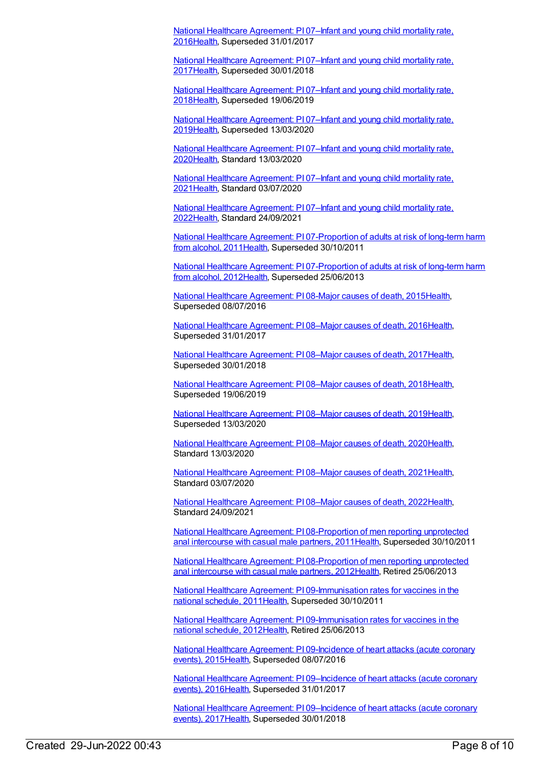[National Healthcare Agreement: PI 07–Infant and young child mortality rate, 2016Health](), Superseded 31/01/2017

[National Healthcare Agreement: PI 07–Infant and young child mortality rate, 2017Health](), Superseded 30/01/2018

[National Healthcare Agreement: PI 07–Infant and young child mortality rate, 2018Health](), Superseded 19/06/2019

[National Healthcare Agreement: PI 07–Infant and young child mortality rate, 2019Health](), Superseded 13/03/2020

[National Healthcare Agreement: PI 07–Infant and young child mortality rate, 2020Health](), Standard 13/03/2020

[National Healthcare Agreement: PI 07–Infant and young child mortality rate, 2021Health](), Standard 03/07/2020

[National Healthcare Agreement: PI 07–Infant and young child mortality rate, 2022Health](), Standard 24/09/2021

[National Healthcare Agreement: PI 07-Proportion of adults at risk of long-term harm from alcohol, 2011Health](), Superseded 30/10/2011

[National Healthcare Agreement: PI 07-Proportion of adults at risk of long-term harm from alcohol, 2012Health](), Superseded 25/06/2013

[National Healthcare Agreement: PI 08-Major causes of death, 2015Health](), Superseded 08/07/2016

[National Healthcare Agreement: PI 08–Major causes of death, 2016Health](), Superseded 31/01/2017

[National Healthcare Agreement: PI 08–Major causes of death, 2017Health](), Superseded 30/01/2018

[National Healthcare Agreement: PI 08–Major causes of death, 2018Health](), Superseded 19/06/2019

[National Healthcare Agreement: PI 08–Major causes of death, 2019Health](), Superseded 13/03/2020

[National Healthcare Agreement: PI 08–Major causes of death, 2020Health](), Standard 13/03/2020

[National Healthcare Agreement: PI 08–Major causes of death, 2021Health](), Standard 03/07/2020

[National Healthcare Agreement: PI 08–Major causes of death, 2022Health](), Standard 24/09/2021

[National Healthcare Agreement: PI 08-Proportion of men reporting unprotected anal intercourse with casual male partners, 2011Health](), Superseded 30/10/2011

[National Healthcare Agreement: PI 08-Proportion of men reporting unprotected anal intercourse with casual male partners, 2012Health](), Retired 25/06/2013

[National Healthcare Agreement: PI 09-Immunisation rates for vaccines in the national schedule, 2011Health](), Superseded 30/10/2011

[National Healthcare Agreement: PI 09-Immunisation rates for vaccines in the national schedule, 2012Health](), Retired 25/06/2013

[National Healthcare Agreement: PI 09-Incidence of heart attacks (acute coronary events), 2015Health](), Superseded 08/07/2016

[National Healthcare Agreement: PI 09–Incidence of heart attacks (acute coronary events), 2016Health](), Superseded 31/01/2017

[National Healthcare Agreement: PI 09–Incidence of heart attacks (acute coronary events), 2017Health](), Superseded 30/01/2018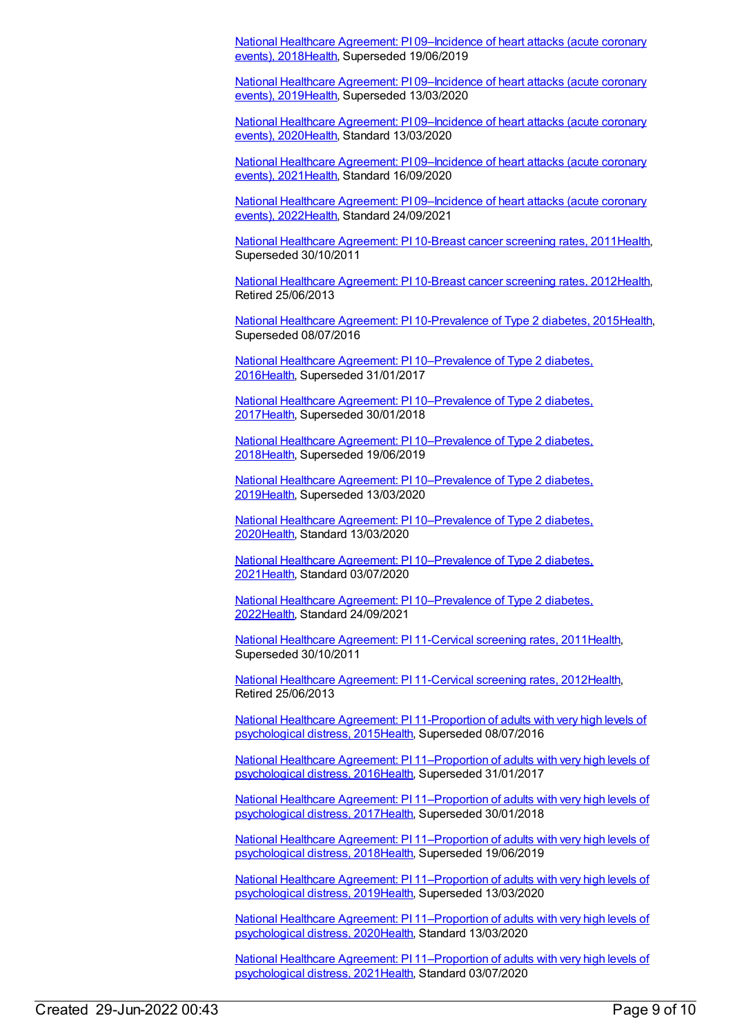[National Healthcare Agreement: PI 09–Incidence of heart attacks (acute coronary events), 2018Health](), Superseded 19/06/2019

[National Healthcare Agreement: PI 09–Incidence of heart attacks (acute coronary events), 2019Health](), Superseded 13/03/2020

[National Healthcare Agreement: PI 09–Incidence of heart attacks (acute coronary events), 2020Health](), Standard 13/03/2020

[National Healthcare Agreement: PI 09–Incidence of heart attacks (acute coronary events), 2021Health](), Standard 16/09/2020

[National Healthcare Agreement: PI 09–Incidence of heart attacks (acute coronary events), 2022Health](), Standard 24/09/2021

[National Healthcare Agreement: PI 10-Breast cancer screening rates, 2011Health](), Superseded 30/10/2011

[National Healthcare Agreement: PI 10-Breast cancer screening rates, 2012Health](), Retired 25/06/2013

[National Healthcare Agreement: PI 10-Prevalence of Type 2 diabetes, 2015Health](), Superseded 08/07/2016

[National Healthcare Agreement: PI 10–Prevalence of Type 2 diabetes, 2016Health](), Superseded 31/01/2017

[National Healthcare Agreement: PI 10–Prevalence of Type 2 diabetes, 2017Health](), Superseded 30/01/2018

[National Healthcare Agreement: PI 10–Prevalence of Type 2 diabetes, 2018Health](), Superseded 19/06/2019

[National Healthcare Agreement: PI 10–Prevalence of Type 2 diabetes, 2019Health](), Superseded 13/03/2020

[National Healthcare Agreement: PI 10–Prevalence of Type 2 diabetes, 2020Health](), Standard 13/03/2020

[National Healthcare Agreement: PI 10–Prevalence of Type 2 diabetes, 2021Health](), Standard 03/07/2020

[National Healthcare Agreement: PI 10–Prevalence of Type 2 diabetes, 2022Health](), Standard 24/09/2021

[National Healthcare Agreement: PI 11-Cervical screening rates, 2011Health](), Superseded 30/10/2011

[National Healthcare Agreement: PI 11-Cervical screening rates, 2012Health](), Retired 25/06/2013

[National Healthcare Agreement: PI 11-Proportion of adults with very high levels of psychological distress, 2015Health](), Superseded 08/07/2016

[National Healthcare Agreement: PI 11–Proportion of adults with very high levels of psychological distress, 2016Health](), Superseded 31/01/2017

[National Healthcare Agreement: PI 11–Proportion of adults with very high levels of psychological distress, 2017Health](), Superseded 30/01/2018

[National Healthcare Agreement: PI 11–Proportion of adults with very high levels of psychological distress, 2018Health](), Superseded 19/06/2019

[National Healthcare Agreement: PI 11–Proportion of adults with very high levels of psychological distress, 2019Health](), Superseded 13/03/2020

[National Healthcare Agreement: PI 11–Proportion of adults with very high levels of psychological distress, 2020Health](), Standard 13/03/2020

[National Healthcare Agreement: PI 11–Proportion of adults with very high levels of psychological distress, 2021Health](), Standard 03/07/2020

Created 29-Jun-2022 00:43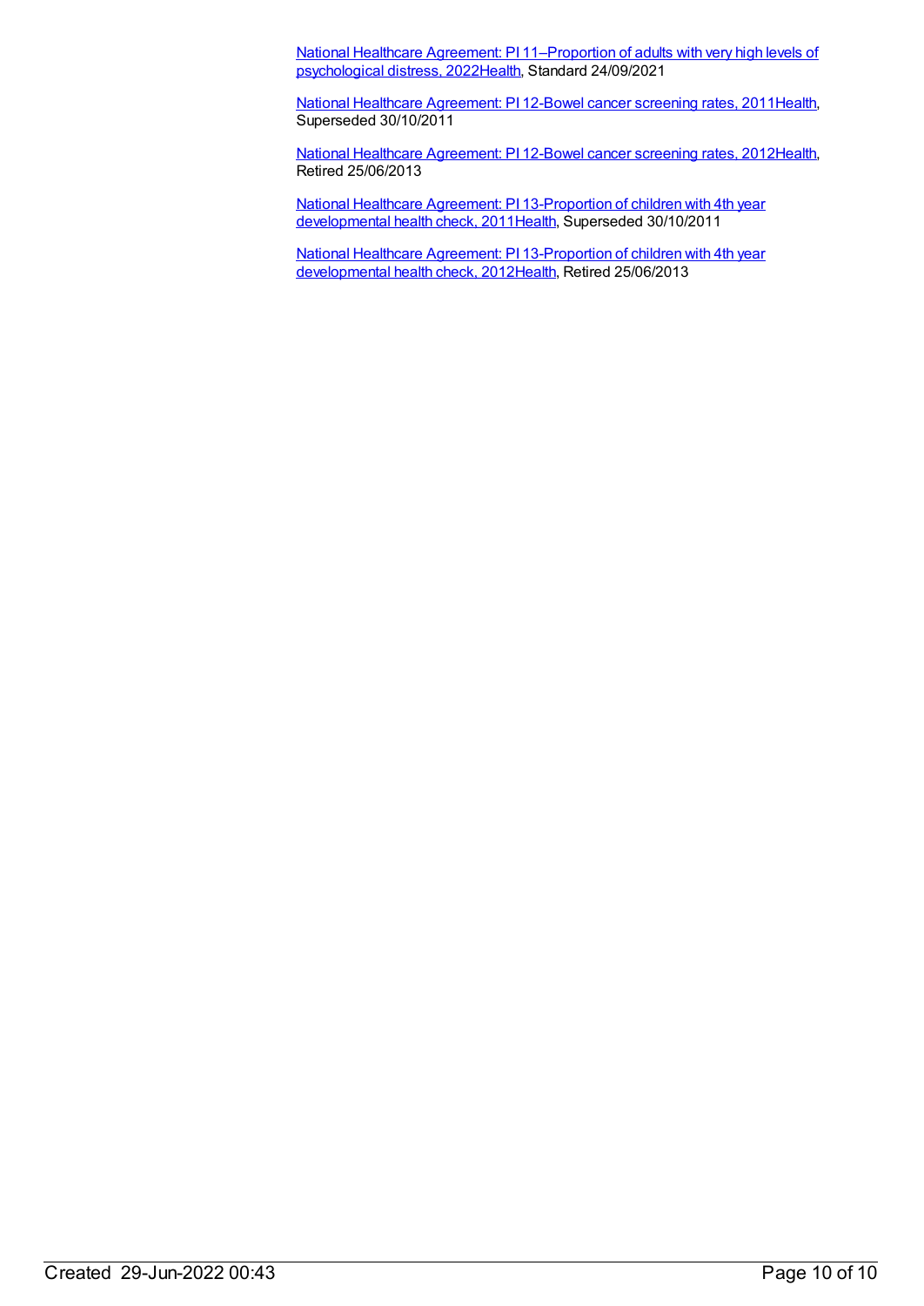National Healthcare Agreement: PI 11–Proportion of adults with very high levels of psychological distress, 2022Health, Standard 24/09/2021

National Healthcare Agreement: PI 12-Bowel cancer screening rates, 2011Health, Superseded 30/10/2011

National Healthcare Agreement: PI 12-Bowel cancer screening rates, 2012Health, Retired 25/06/2013

National Healthcare Agreement: PI 13-Proportion of children with 4th year developmental health check, 2011Health, Superseded 30/10/2011

National Healthcare Agreement: PI 13-Proportion of children with 4th year developmental health check, 2012Health, Retired 25/06/2013